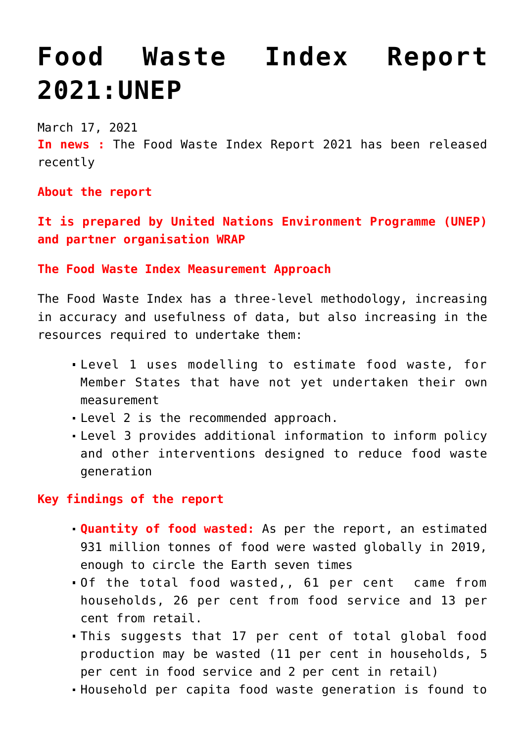# Food Waste Index Report 2021:UNEP

March 17, 2021

**In news :** The Food Waste Index Report 2021 has been released recently

**About the report**

**It is prepared by United Nations Environment Programme (UNEP) and partner organisation WRAP**

**The Food Waste Index Measurement Approach**

The Food Waste Index has a three-level methodology, increasing in accuracy and usefulness of data, but also increasing in the resources required to undertake them:

- Level 1 uses modelling to estimate food waste, for Member States that have not yet undertaken their own measurement
- Level 2 is the recommended approach.
- Level 3 provides additional information to inform policy and other interventions designed to reduce food waste generation

**Key findings of the report**

- **Quantity of food wasted:** As per the report, an estimated 931 million tonnes of food were wasted globally in 2019, enough to circle the Earth seven times
- Of the total food wasted,, 61 per cent  came from households, 26 per cent from food service and 13 per cent from retail.
- This suggests that 17 per cent of total global food production may be wasted (11 per cent in households, 5 per cent in food service and 2 per cent in retail)
- Household per capita food waste generation is found to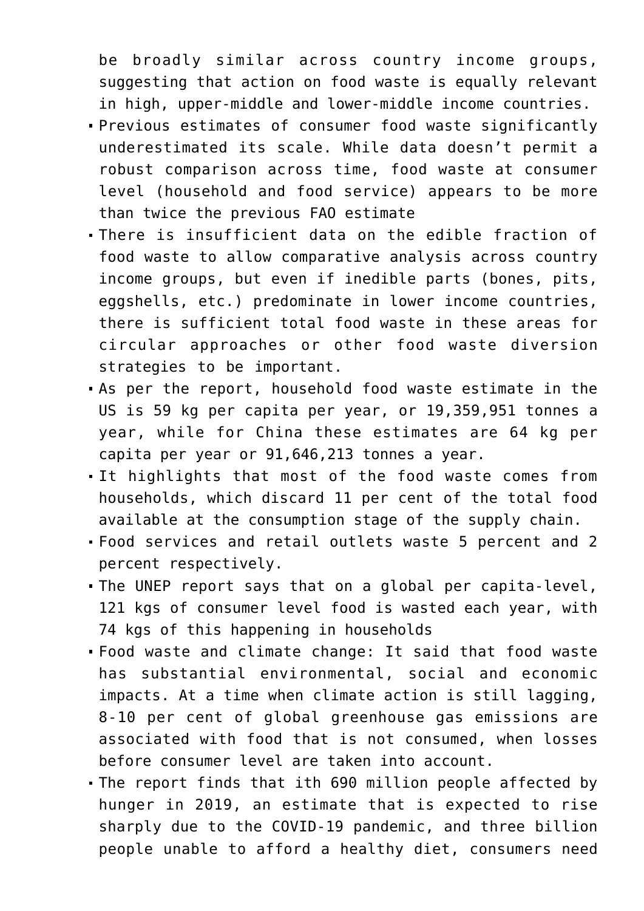be broadly similar across country income groups, suggesting that action on food waste is equally relevant in high, upper-middle and lower-middle income countries.

- Previous estimates of consumer food waste significantly underestimated its scale. While data doesn't permit a robust comparison across time, food waste at consumer level (household and food service) appears to be more than twice the previous FAO estimate
- There is insufficient data on the edible fraction of food waste to allow comparative analysis across country income groups, but even if inedible parts (bones, pits, eggshells, etc.) predominate in lower income countries, there is sufficient total food waste in these areas for circular approaches or other food waste diversion strategies to be important.
- As per the report, household food waste estimate in the US is 59 kg per capita per year, or 19,359,951 tonnes a year, while for China these estimates are 64 kg per capita per year or 91,646,213 tonnes a year.
- It highlights that most of the food waste comes from households, which discard 11 per cent of the total food available at the consumption stage of the supply chain.
- Food services and retail outlets waste 5 percent and 2 percent respectively.
- The UNEP report says that on a global per capita-level, 121 kgs of consumer level food is wasted each year, with 74 kgs of this happening in households
- Food waste and climate change: It said that food waste has substantial environmental, social and economic impacts. At a time when climate action is still lagging, 8-10 per cent of global greenhouse gas emissions are associated with food that is not consumed, when losses before consumer level are taken into account.
- The report finds that ith 690 million people affected by hunger in 2019, an estimate that is expected to rise sharply due to the COVID-19 pandemic, and three billion people unable to afford a healthy diet, consumers need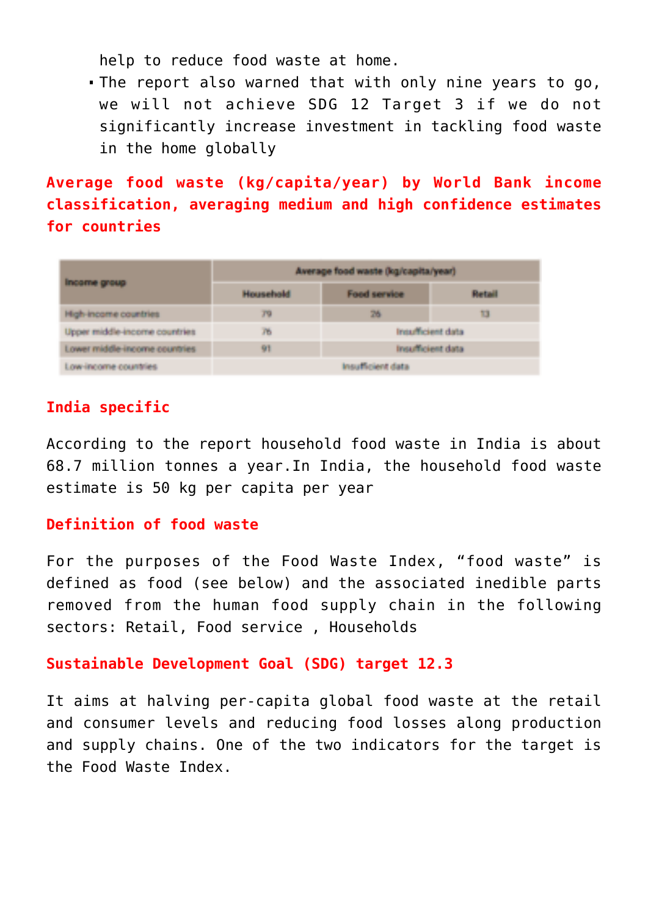help to reduce food waste at home.

- The report also warned that with only nine years to go, we will not achieve SDG 12 Target 3 if we do not significantly increase investment in tackling food waste in the home globally

**Average food waste (kg/capita/year) by World Bank income classification, averaging medium and high confidence estimates for countries**

| Income group | Average food waste (kg/capita/year) | | |
|---|---|---|---|
| | Household | Food service | Retail |
| High-income countries | 79 | 26 | 13 |
| Upper middle-income countries | 76 | Insufficient data | |
| Lower middle-income countries | 91 | Insufficient data | |
| Low-income countries | Insufficient data | | |

**India specific**

According to the report household food waste in India is about 68.7 million tonnes a year.In India, the household food waste estimate is 50 kg per capita per year

**Definition of food waste**

For the purposes of the Food Waste Index, "food waste" is defined as food (see below) and the associated inedible parts removed from the human food supply chain in the following sectors: Retail, Food service , Households

**Sustainable Development Goal (SDG) target 12.3**

It aims at halving per-capita global food waste at the retail and consumer levels and reducing food losses along production and supply chains. One of the two indicators for the target is the Food Waste Index.